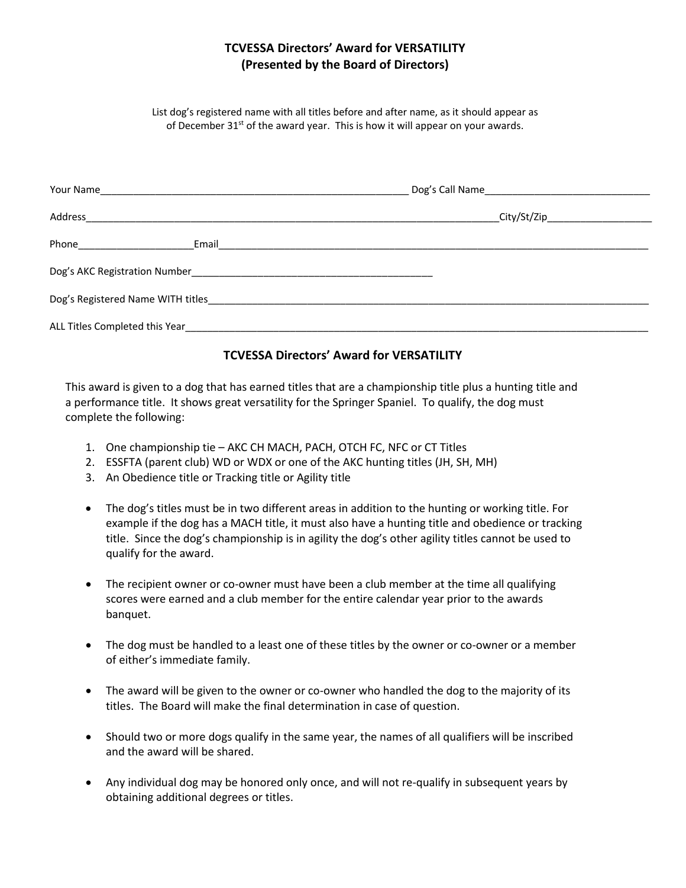# TCVESSA Directors' Award for VERSATILITY
## (Presented by the Board of Directors)

List dog's registered name with all titles before and after name, as it should appear as of December 31st of the award year. This is how it will appear on your awards.

Your Name__________________________________________________________ Dog's Call Name______________________________

Address_______________________________________________________________________________City/St/Zip___________________

Phone_____________________Email_____________________________________________________________________________________

Dog's AKC Registration Number_____________________________________________

Dog's Registered Name WITH titles___________________________________________________________________________________

ALL Titles Completed this Year_____________________________________________________________________________________

## TCVESSA Directors' Award for VERSATILITY

This award is given to a dog that has earned titles that are a championship title plus a hunting title and a performance title. It shows great versatility for the Springer Spaniel. To qualify, the dog must complete the following:

1. One championship tie – AKC CH MACH, PACH, OTCH FC, NFC or CT Titles
2. ESSFTA (parent club) WD or WDX or one of the AKC hunting titles (JH, SH, MH)
3. An Obedience title or Tracking title or Agility title

- The dog's titles must be in two different areas in addition to the hunting or working title. For example if the dog has a MACH title, it must also have a hunting title and obedience or tracking title. Since the dog's championship is in agility the dog's other agility titles cannot be used to qualify for the award.
- The recipient owner or co-owner must have been a club member at the time all qualifying scores were earned and a club member for the entire calendar year prior to the awards banquet.
- The dog must be handled to a least one of these titles by the owner or co-owner or a member of either's immediate family.
- The award will be given to the owner or co-owner who handled the dog to the majority of its titles. The Board will make the final determination in case of question.
- Should two or more dogs qualify in the same year, the names of all qualifiers will be inscribed and the award will be shared.
- Any individual dog may be honored only once, and will not re-qualify in subsequent years by obtaining additional degrees or titles.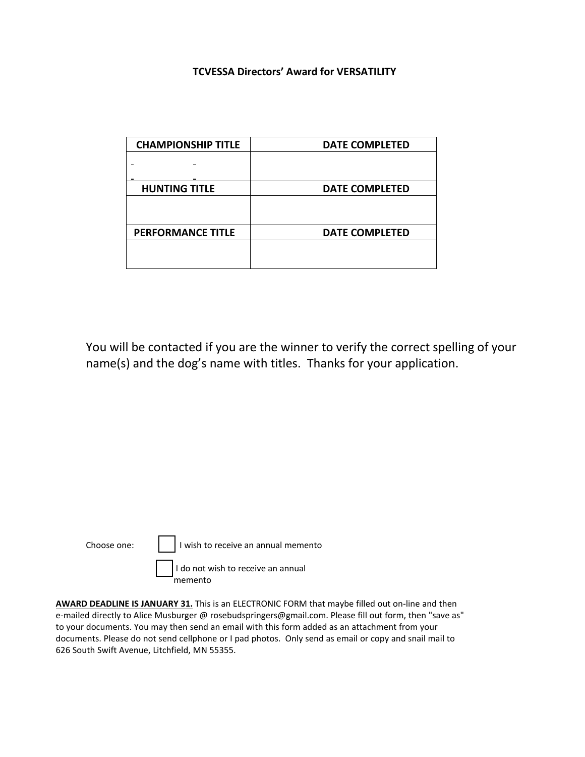**TCVESSA Directors' Award for VERSATILITY**

| CHAMPIONSHIP TITLE | DATE COMPLETED |
| --- | --- |
| | |
| **HUNTING TITLE** | **DATE COMPLETED** |
| | |
| **PERFORMANCE TITLE** | **DATE COMPLETED** |
| | |

You will be contacted if you are the winner to verify the correct spelling of your name(s) and the dog's name with titles. Thanks for your application.

Choose one:

- [ ] I wish to receive an annual memento
- [ ] I do not wish to receive an annual memento

**AWARD DEADLINE IS JANUARY 31.** This is an ELECTRONIC FORM that maybe filled out on-line and then e-mailed directly to Alice Musburger @ rosebudspringers@gmail.com. Please fill out form, then "save as" to your documents. You may then send an email with this form added as an attachment from your documents. Please do not send cellphone or I pad photos. Only send as email or copy and snail mail to 626 South Swift Avenue, Litchfield, MN 55355.